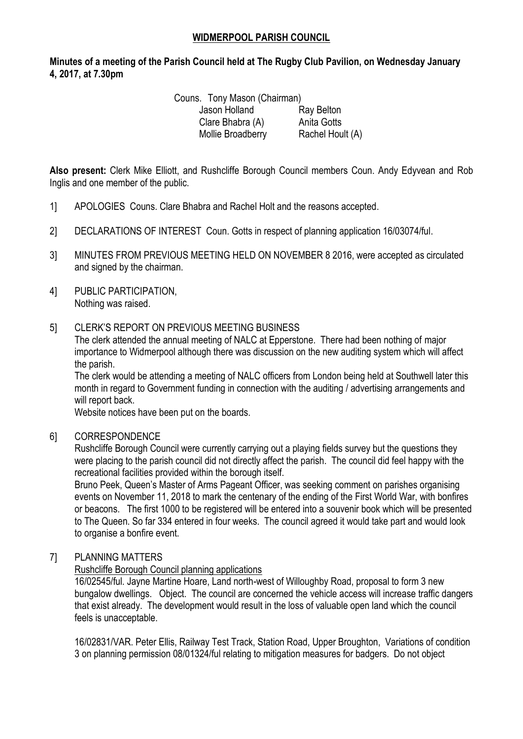**WIDMERPOOL PARISH COUNCIL**

**Minutes of a meeting of the Parish Council held at The Rugby Club Pavilion, on Wednesday January 4, 2017, at 7.30pm**

Couns. Tony Mason (Chairman)

| | |
|---|---|
| Jason Holland | Ray Belton |
| Clare Bhabra (A) | Anita Gotts |
| Mollie Broadberry | Rachel Hoult (A) |

**Also present:** Clerk Mike Elliott, and Rushcliffe Borough Council members Coun. Andy Edyvean and Rob Inglis and one member of the public.

1] APOLOGIES Couns. Clare Bhabra and Rachel Holt and the reasons accepted.

2] DECLARATIONS OF INTEREST Coun. Gotts in respect of planning application 16/03074/ful.

3] MINUTES FROM PREVIOUS MEETING HELD ON NOVEMBER 8 2016, were accepted as circulated and signed by the chairman.

4] PUBLIC PARTICIPATION,
Nothing was raised.

5] CLERK'S REPORT ON PREVIOUS MEETING BUSINESS
The clerk attended the annual meeting of NALC at Epperstone. There had been nothing of major importance to Widmerpool although there was discussion on the new auditing system which will affect the parish.
The clerk would be attending a meeting of NALC officers from London being held at Southwell later this month in regard to Government funding in connection with the auditing / advertising arrangements and will report back.
Website notices have been put on the boards.

6] CORRESPONDENCE
Rushcliffe Borough Council were currently carrying out a playing fields survey but the questions they were placing to the parish council did not directly affect the parish. The council did feel happy with the recreational facilities provided within the borough itself.
Bruno Peek, Queen's Master of Arms Pageant Officer, was seeking comment on parishes organising events on November 11, 2018 to mark the centenary of the ending of the First World War, with bonfires or beacons. The first 1000 to be registered will be entered into a souvenir book which will be presented to The Queen. So far 334 entered in four weeks. The council agreed it would take part and would look to organise a bonfire event.

7] PLANNING MATTERS
Rushcliffe Borough Council planning applications
16/02545/ful. Jayne Martine Hoare, Land north-west of Willoughby Road, proposal to form 3 new bungalow dwellings. Object. The council are concerned the vehicle access will increase traffic dangers that exist already. The development would result in the loss of valuable open land which the council feels is unacceptable.

16/02831/VAR. Peter Ellis, Railway Test Track, Station Road, Upper Broughton, Variations of condition 3 on planning permission 08/01324/ful relating to mitigation measures for badgers. Do not object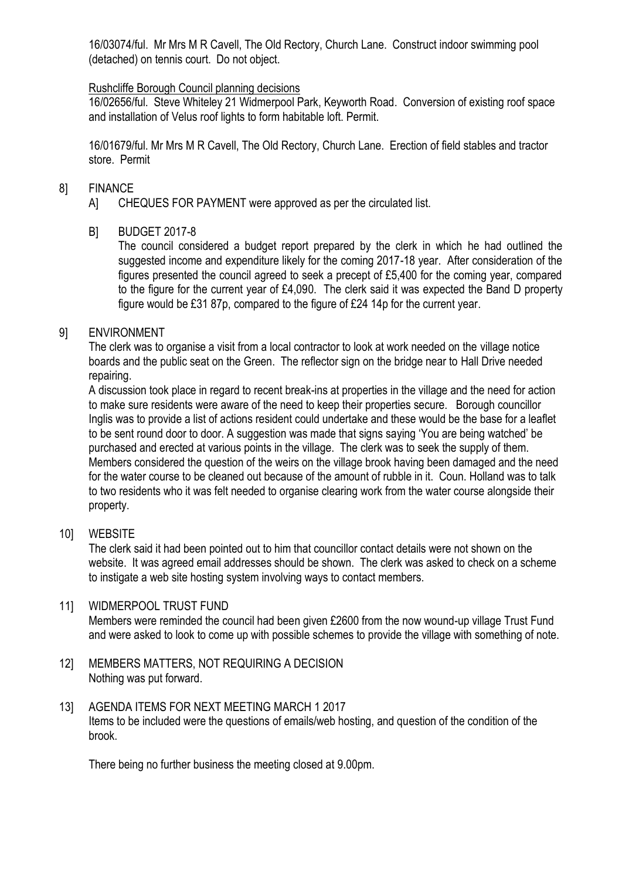16/03074/ful. Mr Mrs M R Cavell, The Old Rectory, Church Lane. Construct indoor swimming pool (detached) on tennis court. Do not object.

Rushcliffe Borough Council planning decisions

16/02656/ful. Steve Whiteley 21 Widmerpool Park, Keyworth Road. Conversion of existing roof space and installation of Velus roof lights to form habitable loft. Permit.

16/01679/ful. Mr Mrs M R Cavell, The Old Rectory, Church Lane. Erection of field stables and tractor store. Permit

8] FINANCE

A] CHEQUES FOR PAYMENT were approved as per the circulated list.

B] BUDGET 2017-8

The council considered a budget report prepared by the clerk in which he had outlined the suggested income and expenditure likely for the coming 2017-18 year. After consideration of the figures presented the council agreed to seek a precept of £5,400 for the coming year, compared to the figure for the current year of £4,090. The clerk said it was expected the Band D property figure would be £31 87p, compared to the figure of £24 14p for the current year.

9] ENVIRONMENT

The clerk was to organise a visit from a local contractor to look at work needed on the village notice boards and the public seat on the Green. The reflector sign on the bridge near to Hall Drive needed repairing.

A discussion took place in regard to recent break-ins at properties in the village and the need for action to make sure residents were aware of the need to keep their properties secure. Borough councillor Inglis was to provide a list of actions resident could undertake and these would be the base for a leaflet to be sent round door to door. A suggestion was made that signs saying 'You are being watched' be purchased and erected at various points in the village. The clerk was to seek the supply of them.

Members considered the question of the weirs on the village brook having been damaged and the need for the water course to be cleaned out because of the amount of rubble in it. Coun. Holland was to talk to two residents who it was felt needed to organise clearing work from the water course alongside their property.

10] WEBSITE

The clerk said it had been pointed out to him that councillor contact details were not shown on the website. It was agreed email addresses should be shown. The clerk was asked to check on a scheme to instigate a web site hosting system involving ways to contact members.

11] WIDMERPOOL TRUST FUND

Members were reminded the council had been given £2600 from the now wound-up village Trust Fund and were asked to look to come up with possible schemes to provide the village with something of note.

12] MEMBERS MATTERS, NOT REQUIRING A DECISION

Nothing was put forward.

13] AGENDA ITEMS FOR NEXT MEETING MARCH 1 2017

Items to be included were the questions of emails/web hosting, and question of the condition of the brook.

There being no further business the meeting closed at 9.00pm.